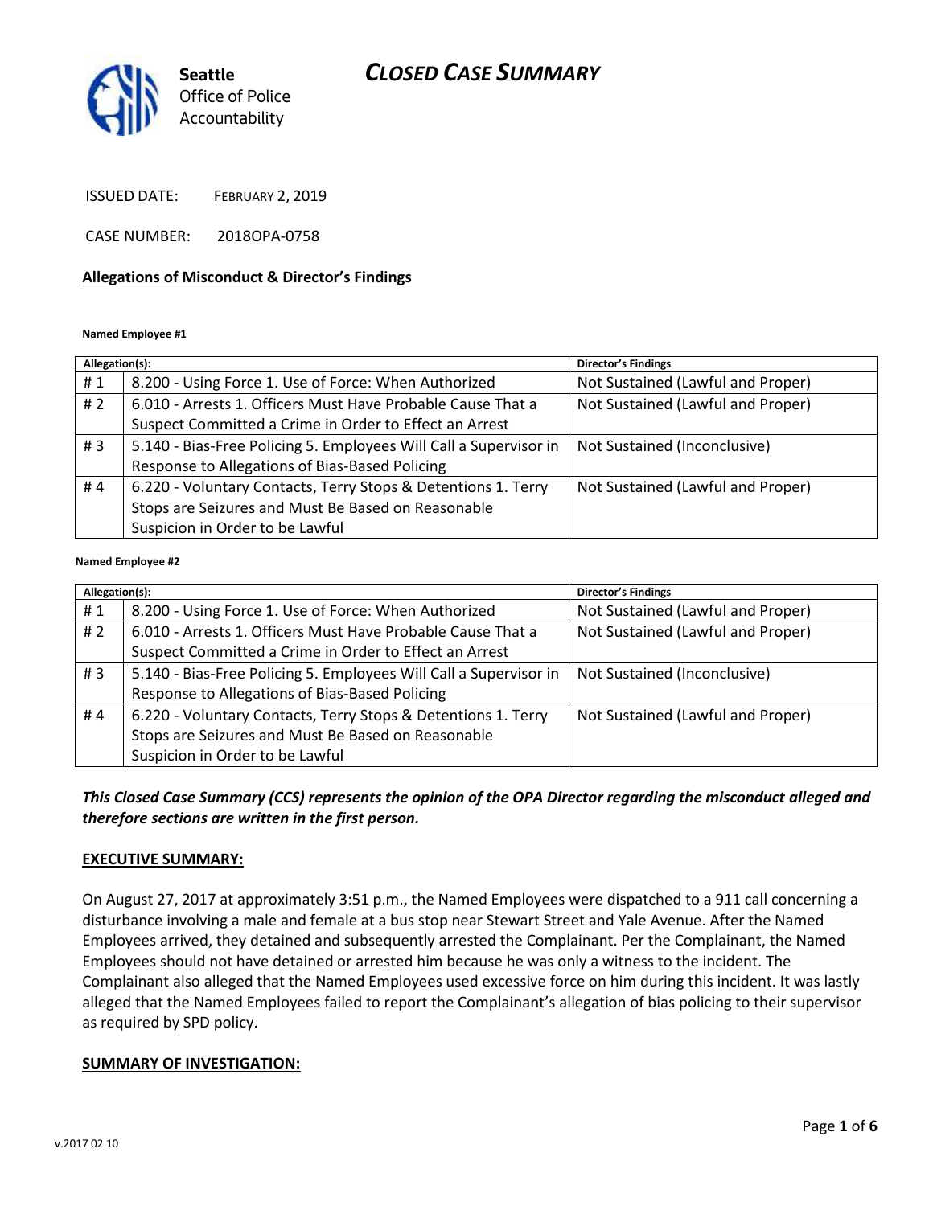Seattle Office of Police Accountability

# CLOSED CASE SUMMARY

ISSUED DATE: FEBRUARY 2, 2019

CASE NUMBER: 2018OPA-0758

**Allegations of Misconduct & Director's Findings**

**Named Employee #1**

| Allegation(s): | | Director's Findings |
|---|---|---|
| # 1 | 8.200 - Using Force 1. Use of Force: When Authorized | Not Sustained (Lawful and Proper) |
| # 2 | 6.010 - Arrests 1. Officers Must Have Probable Cause That a Suspect Committed a Crime in Order to Effect an Arrest | Not Sustained (Lawful and Proper) |
| # 3 | 5.140 - Bias-Free Policing 5. Employees Will Call a Supervisor in Response to Allegations of Bias-Based Policing | Not Sustained (Inconclusive) |
| # 4 | 6.220 - Voluntary Contacts, Terry Stops & Detentions 1. Terry Stops are Seizures and Must Be Based on Reasonable Suspicion in Order to be Lawful | Not Sustained (Lawful and Proper) |

**Named Employee #2**

| Allegation(s): | | Director's Findings |
|---|---|---|
| # 1 | 8.200 - Using Force 1. Use of Force: When Authorized | Not Sustained (Lawful and Proper) |
| # 2 | 6.010 - Arrests 1. Officers Must Have Probable Cause That a Suspect Committed a Crime in Order to Effect an Arrest | Not Sustained (Lawful and Proper) |
| # 3 | 5.140 - Bias-Free Policing 5. Employees Will Call a Supervisor in Response to Allegations of Bias-Based Policing | Not Sustained (Inconclusive) |
| # 4 | 6.220 - Voluntary Contacts, Terry Stops & Detentions 1. Terry Stops are Seizures and Must Be Based on Reasonable Suspicion in Order to be Lawful | Not Sustained (Lawful and Proper) |

***This Closed Case Summary (CCS) represents the opinion of the OPA Director regarding the misconduct alleged and therefore sections are written in the first person.***

**EXECUTIVE SUMMARY:**

On August 27, 2017 at approximately 3:51 p.m., the Named Employees were dispatched to a 911 call concerning a disturbance involving a male and female at a bus stop near Stewart Street and Yale Avenue. After the Named Employees arrived, they detained and subsequently arrested the Complainant. Per the Complainant, the Named Employees should not have detained or arrested him because he was only a witness to the incident. The Complainant also alleged that the Named Employees used excessive force on him during this incident. It was lastly alleged that the Named Employees failed to report the Complainant's allegation of bias policing to their supervisor as required by SPD policy.

**SUMMARY OF INVESTIGATION:**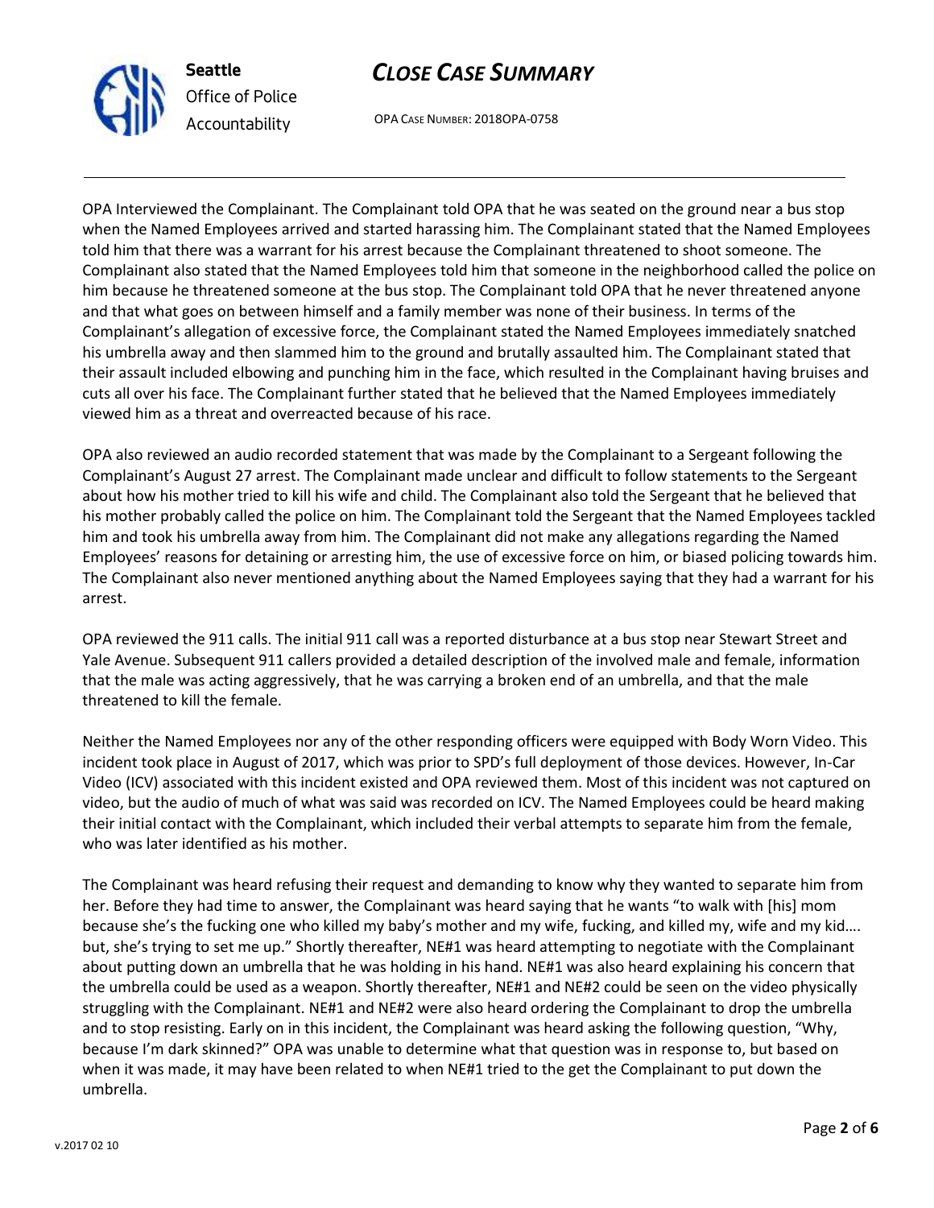OPA Interviewed the Complainant. The Complainant told OPA that he was seated on the ground near a bus stop when the Named Employees arrived and started harassing him. The Complainant stated that the Named Employees told him that there was a warrant for his arrest because the Complainant threatened to shoot someone. The Complainant also stated that the Named Employees told him that someone in the neighborhood called the police on him because he threatened someone at the bus stop. The Complainant told OPA that he never threatened anyone and that what goes on between himself and a family member was none of their business. In terms of the Complainant's allegation of excessive force, the Complainant stated the Named Employees immediately snatched his umbrella away and then slammed him to the ground and brutally assaulted him. The Complainant stated that their assault included elbowing and punching him in the face, which resulted in the Complainant having bruises and cuts all over his face. The Complainant further stated that he believed that the Named Employees immediately viewed him as a threat and overreacted because of his race.

OPA also reviewed an audio recorded statement that was made by the Complainant to a Sergeant following the Complainant's August 27 arrest. The Complainant made unclear and difficult to follow statements to the Sergeant about how his mother tried to kill his wife and child. The Complainant also told the Sergeant that he believed that his mother probably called the police on him. The Complainant told the Sergeant that the Named Employees tackled him and took his umbrella away from him. The Complainant did not make any allegations regarding the Named Employees' reasons for detaining or arresting him, the use of excessive force on him, or biased policing towards him. The Complainant also never mentioned anything about the Named Employees saying that they had a warrant for his arrest.

OPA reviewed the 911 calls. The initial 911 call was a reported disturbance at a bus stop near Stewart Street and Yale Avenue. Subsequent 911 callers provided a detailed description of the involved male and female, information that the male was acting aggressively, that he was carrying a broken end of an umbrella, and that the male threatened to kill the female.

Neither the Named Employees nor any of the other responding officers were equipped with Body Worn Video. This incident took place in August of 2017, which was prior to SPD's full deployment of those devices. However, In-Car Video (ICV) associated with this incident existed and OPA reviewed them. Most of this incident was not captured on video, but the audio of much of what was said was recorded on ICV. The Named Employees could be heard making their initial contact with the Complainant, which included their verbal attempts to separate him from the female, who was later identified as his mother.

The Complainant was heard refusing their request and demanding to know why they wanted to separate him from her. Before they had time to answer, the Complainant was heard saying that he wants "to walk with [his] mom because she's the fucking one who killed my baby's mother and my wife, fucking, and killed my, wife and my kid…. but, she's trying to set me up." Shortly thereafter, NE#1 was heard attempting to negotiate with the Complainant about putting down an umbrella that he was holding in his hand. NE#1 was also heard explaining his concern that the umbrella could be used as a weapon. Shortly thereafter, NE#1 and NE#2 could be seen on the video physically struggling with the Complainant. NE#1 and NE#2 were also heard ordering the Complainant to drop the umbrella and to stop resisting. Early on in this incident, the Complainant was heard asking the following question, "Why, because I'm dark skinned?" OPA was unable to determine what that question was in response to, but based on when it was made, it may have been related to when NE#1 tried to the get the Complainant to put down the umbrella.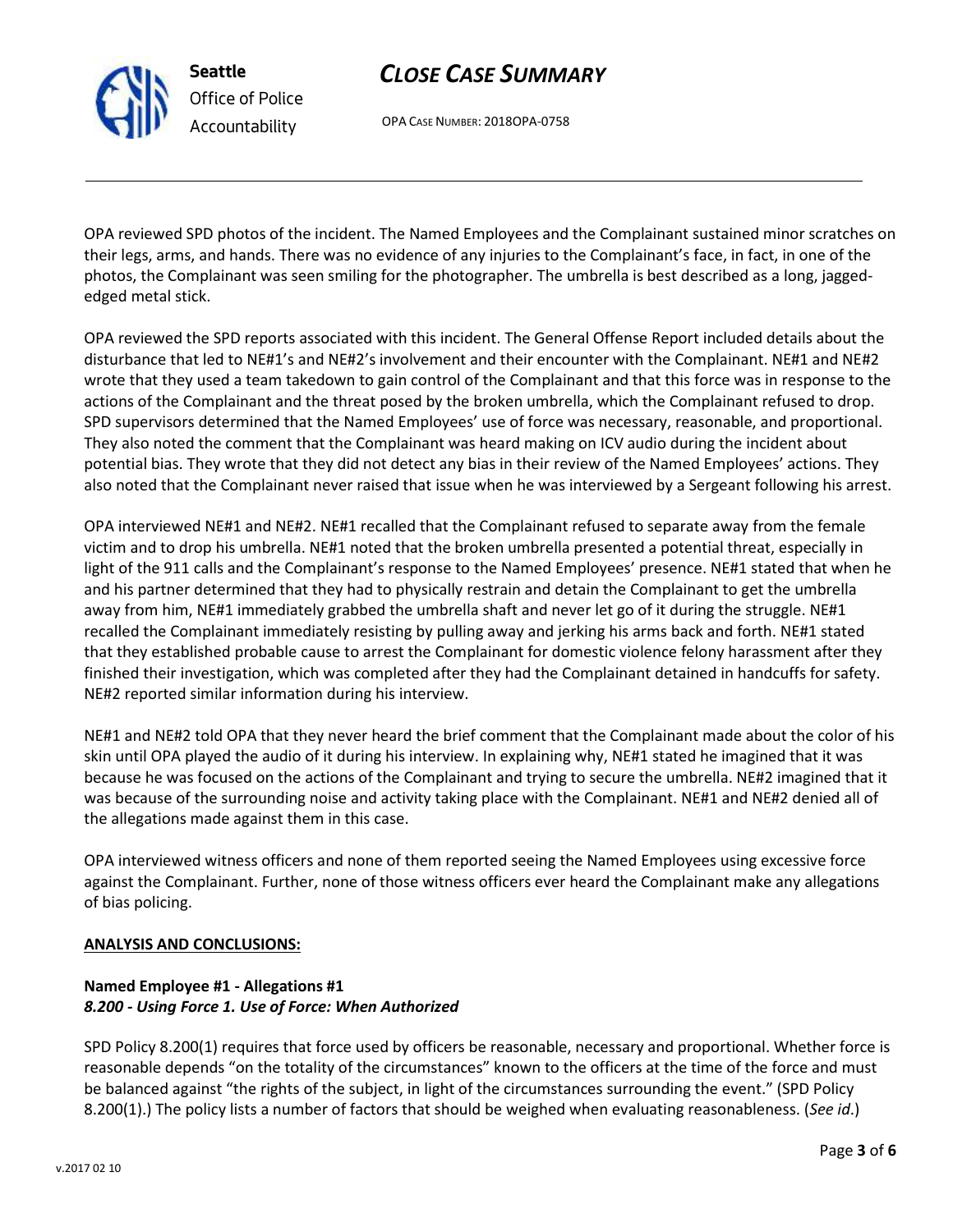OPA reviewed SPD photos of the incident. The Named Employees and the Complainant sustained minor scratches on their legs, arms, and hands. There was no evidence of any injuries to the Complainant's face, in fact, in one of the photos, the Complainant was seen smiling for the photographer. The umbrella is best described as a long, jagged-edged metal stick.

OPA reviewed the SPD reports associated with this incident. The General Offense Report included details about the disturbance that led to NE#1's and NE#2's involvement and their encounter with the Complainant. NE#1 and NE#2 wrote that they used a team takedown to gain control of the Complainant and that this force was in response to the actions of the Complainant and the threat posed by the broken umbrella, which the Complainant refused to drop. SPD supervisors determined that the Named Employees' use of force was necessary, reasonable, and proportional. They also noted the comment that the Complainant was heard making on ICV audio during the incident about potential bias. They wrote that they did not detect any bias in their review of the Named Employees' actions. They also noted that the Complainant never raised that issue when he was interviewed by a Sergeant following his arrest.

OPA interviewed NE#1 and NE#2. NE#1 recalled that the Complainant refused to separate away from the female victim and to drop his umbrella. NE#1 noted that the broken umbrella presented a potential threat, especially in light of the 911 calls and the Complainant's response to the Named Employees' presence. NE#1 stated that when he and his partner determined that they had to physically restrain and detain the Complainant to get the umbrella away from him, NE#1 immediately grabbed the umbrella shaft and never let go of it during the struggle. NE#1 recalled the Complainant immediately resisting by pulling away and jerking his arms back and forth. NE#1 stated that they established probable cause to arrest the Complainant for domestic violence felony harassment after they finished their investigation, which was completed after they had the Complainant detained in handcuffs for safety. NE#2 reported similar information during his interview.

NE#1 and NE#2 told OPA that they never heard the brief comment that the Complainant made about the color of his skin until OPA played the audio of it during his interview. In explaining why, NE#1 stated he imagined that it was because he was focused on the actions of the Complainant and trying to secure the umbrella. NE#2 imagined that it was because of the surrounding noise and activity taking place with the Complainant. NE#1 and NE#2 denied all of the allegations made against them in this case.

OPA interviewed witness officers and none of them reported seeing the Named Employees using excessive force against the Complainant. Further, none of those witness officers ever heard the Complainant make any allegations of bias policing.

**ANALYSIS AND CONCLUSIONS:**

**Named Employee #1 - Allegations #1**
***8.200 - Using Force 1. Use of Force: When Authorized***

SPD Policy 8.200(1) requires that force used by officers be reasonable, necessary and proportional. Whether force is reasonable depends "on the totality of the circumstances" known to the officers at the time of the force and must be balanced against "the rights of the subject, in light of the circumstances surrounding the event." (SPD Policy 8.200(1).) The policy lists a number of factors that should be weighed when evaluating reasonableness. (*See id.*)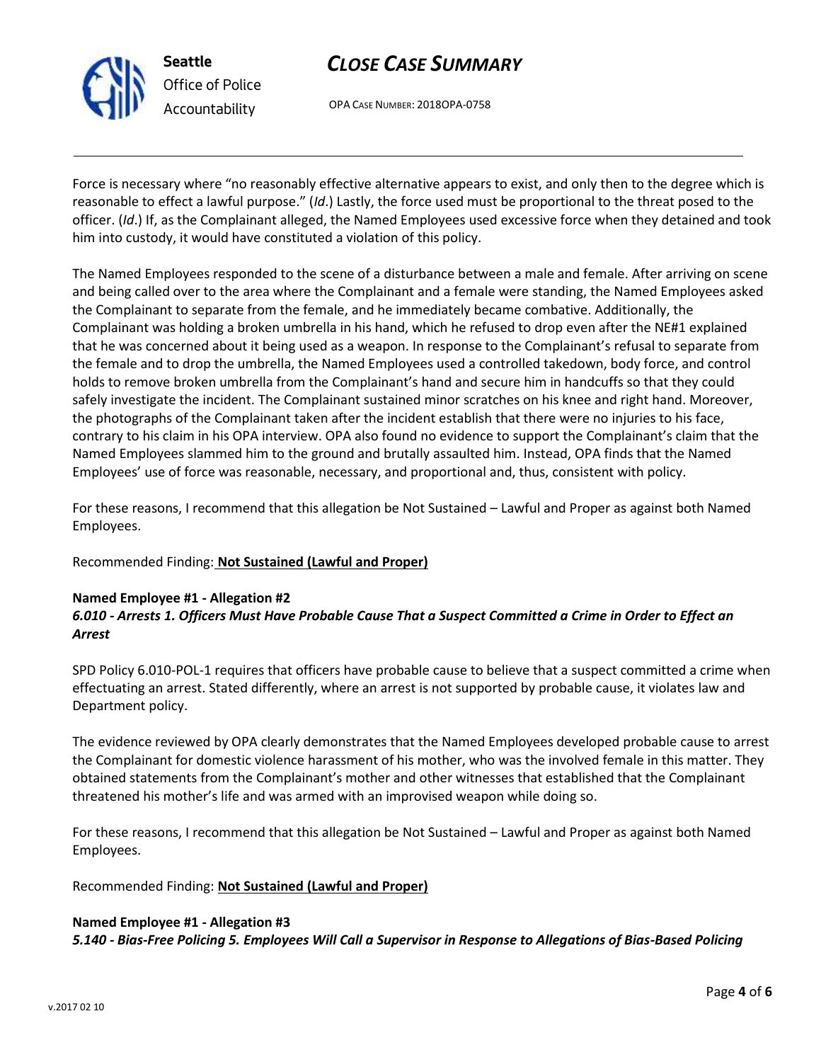Force is necessary where "no reasonably effective alternative appears to exist, and only then to the degree which is reasonable to effect a lawful purpose." (*Id*.) Lastly, the force used must be proportional to the threat posed to the officer. (*Id*.) If, as the Complainant alleged, the Named Employees used excessive force when they detained and took him into custody, it would have constituted a violation of this policy.

The Named Employees responded to the scene of a disturbance between a male and female. After arriving on scene and being called over to the area where the Complainant and a female were standing, the Named Employees asked the Complainant to separate from the female, and he immediately became combative. Additionally, the Complainant was holding a broken umbrella in his hand, which he refused to drop even after the NE#1 explained that he was concerned about it being used as a weapon. In response to the Complainant's refusal to separate from the female and to drop the umbrella, the Named Employees used a controlled takedown, body force, and control holds to remove broken umbrella from the Complainant's hand and secure him in handcuffs so that they could safely investigate the incident. The Complainant sustained minor scratches on his knee and right hand. Moreover, the photographs of the Complainant taken after the incident establish that there were no injuries to his face, contrary to his claim in his OPA interview. OPA also found no evidence to support the Complainant's claim that the Named Employees slammed him to the ground and brutally assaulted him. Instead, OPA finds that the Named Employees' use of force was reasonable, necessary, and proportional and, thus, consistent with policy.

For these reasons, I recommend that this allegation be Not Sustained – Lawful and Proper as against both Named Employees.

Recommended Finding: **Not Sustained (Lawful and Proper)**

**Named Employee #1 - Allegation #2**
***6.010 - Arrests 1. Officers Must Have Probable Cause That a Suspect Committed a Crime in Order to Effect an Arrest***

SPD Policy 6.010-POL-1 requires that officers have probable cause to believe that a suspect committed a crime when effectuating an arrest. Stated differently, where an arrest is not supported by probable cause, it violates law and Department policy.

The evidence reviewed by OPA clearly demonstrates that the Named Employees developed probable cause to arrest the Complainant for domestic violence harassment of his mother, who was the involved female in this matter. They obtained statements from the Complainant's mother and other witnesses that established that the Complainant threatened his mother's life and was armed with an improvised weapon while doing so.

For these reasons, I recommend that this allegation be Not Sustained – Lawful and Proper as against both Named Employees.

Recommended Finding: **Not Sustained (Lawful and Proper)**

**Named Employee #1 - Allegation #3**
***5.140 - Bias-Free Policing 5. Employees Will Call a Supervisor in Response to Allegations of Bias-Based Policing***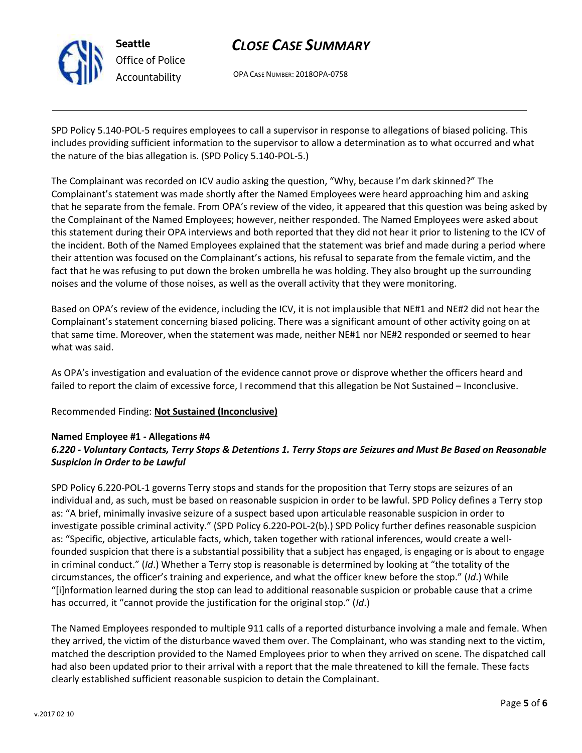SPD Policy 5.140-POL-5 requires employees to call a supervisor in response to allegations of biased policing. This includes providing sufficient information to the supervisor to allow a determination as to what occurred and what the nature of the bias allegation is. (SPD Policy 5.140-POL-5.)

The Complainant was recorded on ICV audio asking the question, "Why, because I'm dark skinned?" The Complainant's statement was made shortly after the Named Employees were heard approaching him and asking that he separate from the female. From OPA's review of the video, it appeared that this question was being asked by the Complainant of the Named Employees; however, neither responded. The Named Employees were asked about this statement during their OPA interviews and both reported that they did not hear it prior to listening to the ICV of the incident. Both of the Named Employees explained that the statement was brief and made during a period where their attention was focused on the Complainant's actions, his refusal to separate from the female victim, and the fact that he was refusing to put down the broken umbrella he was holding. They also brought up the surrounding noises and the volume of those noises, as well as the overall activity that they were monitoring.

Based on OPA's review of the evidence, including the ICV, it is not implausible that NE#1 and NE#2 did not hear the Complainant's statement concerning biased policing. There was a significant amount of other activity going on at that same time. Moreover, when the statement was made, neither NE#1 nor NE#2 responded or seemed to hear what was said.

As OPA's investigation and evaluation of the evidence cannot prove or disprove whether the officers heard and failed to report the claim of excessive force, I recommend that this allegation be Not Sustained – Inconclusive.

Recommended Finding: **Not Sustained (Inconclusive)**

**Named Employee #1 - Allegations #4**
***6.220 - Voluntary Contacts, Terry Stops & Detentions 1. Terry Stops are Seizures and Must Be Based on Reasonable Suspicion in Order to be Lawful***

SPD Policy 6.220-POL-1 governs Terry stops and stands for the proposition that Terry stops are seizures of an individual and, as such, must be based on reasonable suspicion in order to be lawful. SPD Policy defines a Terry stop as: "A brief, minimally invasive seizure of a suspect based upon articulable reasonable suspicion in order to investigate possible criminal activity." (SPD Policy 6.220-POL-2(b).) SPD Policy further defines reasonable suspicion as: "Specific, objective, articulable facts, which, taken together with rational inferences, would create a well-founded suspicion that there is a substantial possibility that a subject has engaged, is engaging or is about to engage in criminal conduct." (*Id*.) Whether a Terry stop is reasonable is determined by looking at "the totality of the circumstances, the officer's training and experience, and what the officer knew before the stop." (*Id*.) While "[i]nformation learned during the stop can lead to additional reasonable suspicion or probable cause that a crime has occurred, it "cannot provide the justification for the original stop." (*Id*.)

The Named Employees responded to multiple 911 calls of a reported disturbance involving a male and female. When they arrived, the victim of the disturbance waved them over. The Complainant, who was standing next to the victim, matched the description provided to the Named Employees prior to when they arrived on scene. The dispatched call had also been updated prior to their arrival with a report that the male threatened to kill the female. These facts clearly established sufficient reasonable suspicion to detain the Complainant.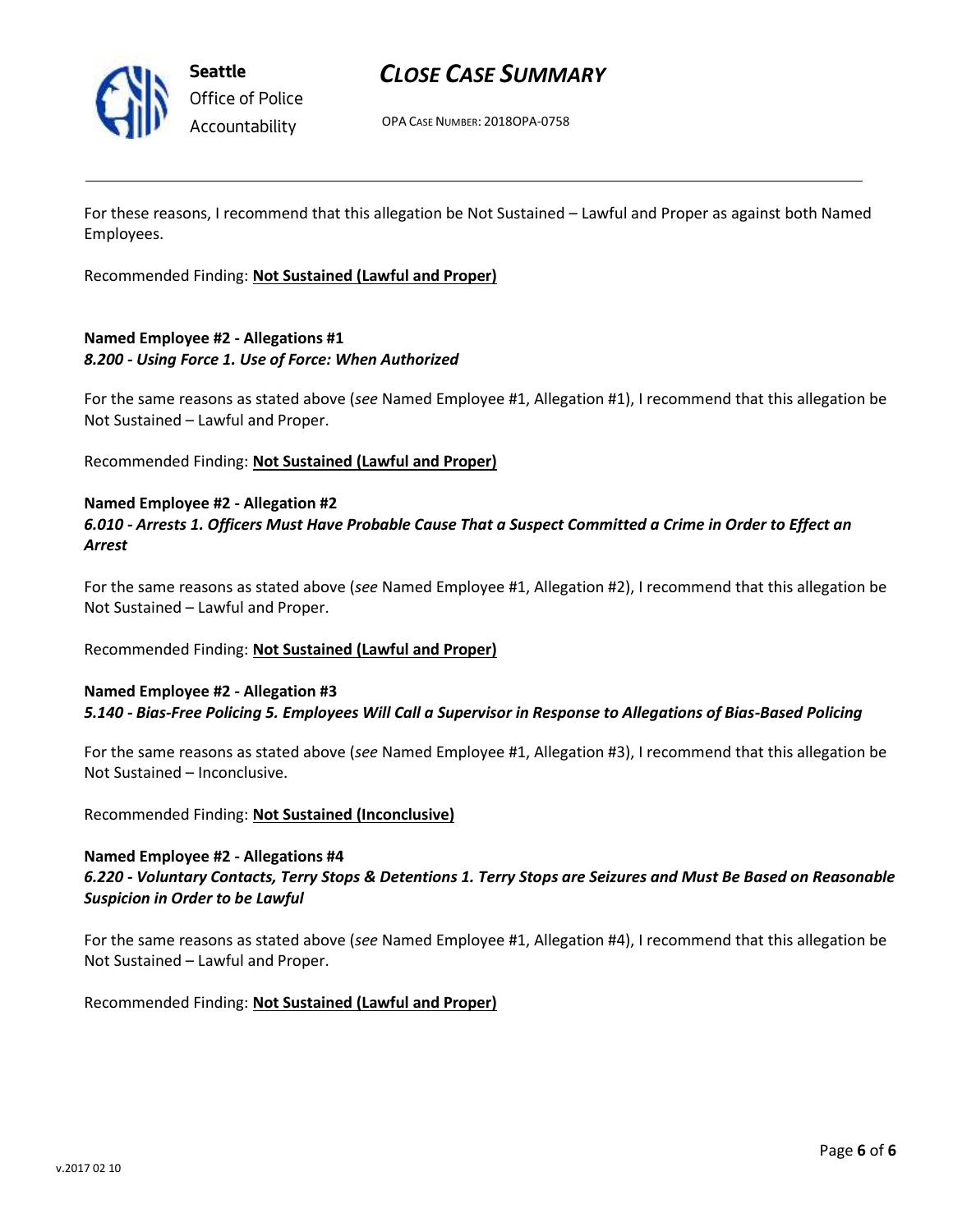For these reasons, I recommend that this allegation be Not Sustained – Lawful and Proper as against both Named Employees.

Recommended Finding: **Not Sustained (Lawful and Proper)**

**Named Employee #2 - Allegations #1**
***8.200 - Using Force 1. Use of Force: When Authorized***

For the same reasons as stated above (*see* Named Employee #1, Allegation #1), I recommend that this allegation be Not Sustained – Lawful and Proper.

Recommended Finding: **Not Sustained (Lawful and Proper)**

**Named Employee #2 - Allegation #2**
***6.010 - Arrests 1. Officers Must Have Probable Cause That a Suspect Committed a Crime in Order to Effect an Arrest***

For the same reasons as stated above (*see* Named Employee #1, Allegation #2), I recommend that this allegation be Not Sustained – Lawful and Proper.

Recommended Finding: **Not Sustained (Lawful and Proper)**

**Named Employee #2 - Allegation #3**
***5.140 - Bias-Free Policing 5. Employees Will Call a Supervisor in Response to Allegations of Bias-Based Policing***

For the same reasons as stated above (*see* Named Employee #1, Allegation #3), I recommend that this allegation be Not Sustained – Inconclusive.

Recommended Finding: **Not Sustained (Inconclusive)**

**Named Employee #2 - Allegations #4**
***6.220 - Voluntary Contacts, Terry Stops & Detentions 1. Terry Stops are Seizures and Must Be Based on Reasonable Suspicion in Order to be Lawful***

For the same reasons as stated above (*see* Named Employee #1, Allegation #4), I recommend that this allegation be Not Sustained – Lawful and Proper.

Recommended Finding: **Not Sustained (Lawful and Proper)**